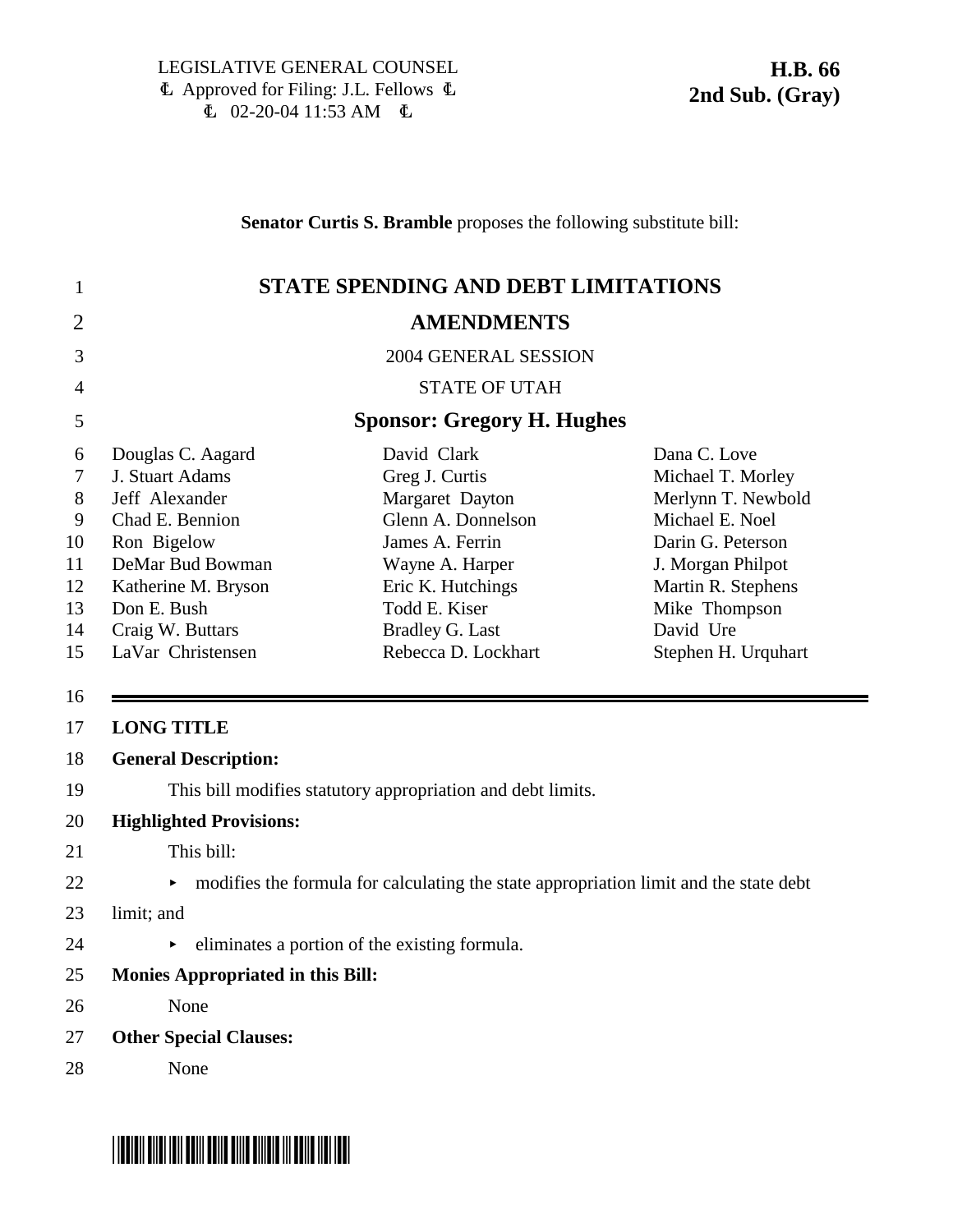LEGISLATIVE GENERAL COUNSEL
Ⓒ Approved for Filing: J.L. Fellows Ⓒ
Ⓒ 02-20-04 11:53 AM Ⓒ

**H.B. 66**
**2nd Sub. (Gray)**

**Senator Curtis S. Bramble** proposes the following substitute bill:

# STATE SPENDING AND DEBT LIMITATIONS AMENDMENTS

2004 GENERAL SESSION

STATE OF UTAH

**Sponsor: Gregory H. Hughes**

| | | |
|---|---|---|
| Douglas C. Aagard | David Clark | Dana C. Love |
| J. Stuart Adams | Greg J. Curtis | Michael T. Morley |
| Jeff Alexander | Margaret Dayton | Merlynn T. Newbold |
| Chad E. Bennion | Glenn A. Donnelson | Michael E. Noel |
| Ron Bigelow | James A. Ferrin | Darin G. Peterson |
| DeMar Bud Bowman | Wayne A. Harper | J. Morgan Philpot |
| Katherine M. Bryson | Eric K. Hutchings | Martin R. Stephens |
| Don E. Bush | Todd E. Kiser | Mike Thompson |
| Craig W. Buttars | Bradley G. Last | David Ure |
| LaVar Christensen | Rebecca D. Lockhart | Stephen H. Urquhart |

**LONG TITLE**

**General Description:**

This bill modifies statutory appropriation and debt limits.

**Highlighted Provisions:**

This bill:

- modifies the formula for calculating the state appropriation limit and the state debt limit; and
- eliminates a portion of the existing formula.

**Monies Appropriated in this Bill:**

None

**Other Special Clauses:**

None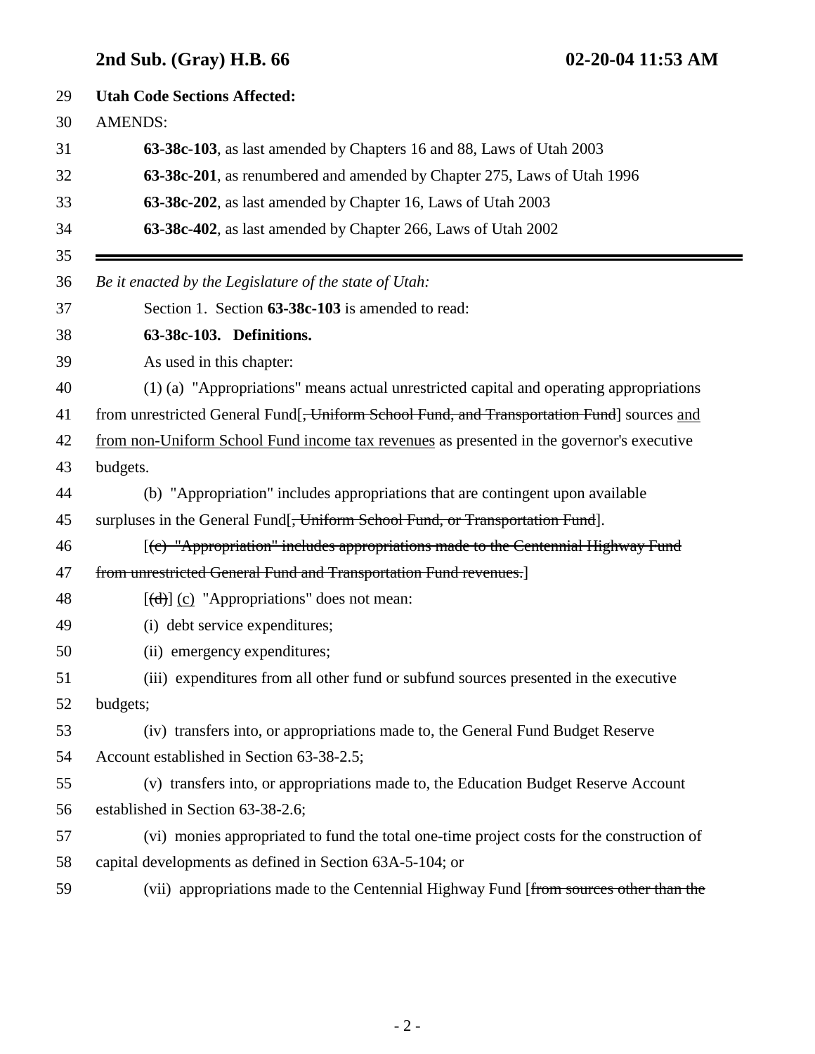**Utah Code Sections Affected:**

AMENDS:

**63-38c-103**, as last amended by Chapters 16 and 88, Laws of Utah 2003

**63-38c-201**, as renumbered and amended by Chapter 275, Laws of Utah 1996

**63-38c-202**, as last amended by Chapter 16, Laws of Utah 2003

**63-38c-402**, as last amended by Chapter 266, Laws of Utah 2002

---

*Be it enacted by the Legislature of the state of Utah:*

Section 1. Section **63-38c-103** is amended to read:

**63-38c-103. Definitions.**

As used in this chapter:

(1) (a) "Appropriations" means actual unrestricted capital and operating appropriations from unrestricted General Fund[~~, Uniform School Fund, and Transportation Fund~~] sources <u>and from non-Uniform School Fund income tax revenues</u> as presented in the governor's executive budgets.

(b) "Appropriation" includes appropriations that are contingent upon available surpluses in the General Fund[~~, Uniform School Fund, or Transportation Fund~~].

[~~(c) "Appropriation" includes appropriations made to the Centennial Highway Fund from unrestricted General Fund and Transportation Fund revenues.~~]

[~~(d)~~] <u>(c)</u> "Appropriations" does not mean:

(i) debt service expenditures;

(ii) emergency expenditures;

(iii) expenditures from all other fund or subfund sources presented in the executive budgets;

(iv) transfers into, or appropriations made to, the General Fund Budget Reserve Account established in Section 63-38-2.5;

(v) transfers into, or appropriations made to, the Education Budget Reserve Account established in Section 63-38-2.6;

(vi) monies appropriated to fund the total one-time project costs for the construction of capital developments as defined in Section 63A-5-104; or

(vii) appropriations made to the Centennial Highway Fund [~~from sources other than the~~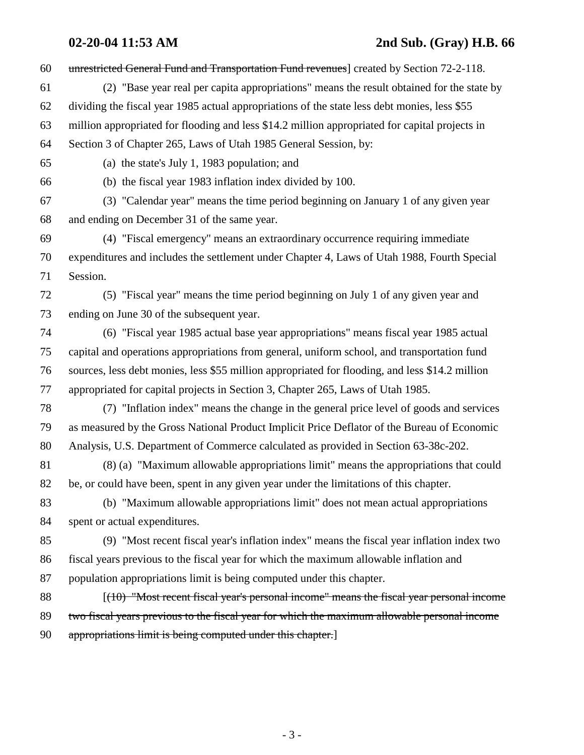60 ~~unrestricted General Fund and Transportation Fund revenues~~] created by Section 72-2-118.

61 (2) "Base year real per capita appropriations" means the result obtained for the state by
62 dividing the fiscal year 1985 actual appropriations of the state less debt monies, less $55
63 million appropriated for flooding and less $14.2 million appropriated for capital projects in
64 Section 3 of Chapter 265, Laws of Utah 1985 General Session, by:

65 (a) the state's July 1, 1983 population; and

66 (b) the fiscal year 1983 inflation index divided by 100.

67 (3) "Calendar year" means the time period beginning on January 1 of any given year
68 and ending on December 31 of the same year.

69 (4) "Fiscal emergency" means an extraordinary occurrence requiring immediate
70 expenditures and includes the settlement under Chapter 4, Laws of Utah 1988, Fourth Special
71 Session.

72 (5) "Fiscal year" means the time period beginning on July 1 of any given year and
73 ending on June 30 of the subsequent year.

74 (6) "Fiscal year 1985 actual base year appropriations" means fiscal year 1985 actual
75 capital and operations appropriations from general, uniform school, and transportation fund
76 sources, less debt monies, less $55 million appropriated for flooding, and less $14.2 million
77 appropriated for capital projects in Section 3, Chapter 265, Laws of Utah 1985.

78 (7) "Inflation index" means the change in the general price level of goods and services
79 as measured by the Gross National Product Implicit Price Deflator of the Bureau of Economic
80 Analysis, U.S. Department of Commerce calculated as provided in Section 63-38c-202.

81 (8) (a) "Maximum allowable appropriations limit" means the appropriations that could
82 be, or could have been, spent in any given year under the limitations of this chapter.

83 (b) "Maximum allowable appropriations limit" does not mean actual appropriations
84 spent or actual expenditures.

85 (9) "Most recent fiscal year's inflation index" means the fiscal year inflation index two
86 fiscal years previous to the fiscal year for which the maximum allowable inflation and
87 population appropriations limit is being computed under this chapter.

88 [~~(10) "Most recent fiscal year's personal income" means the fiscal year personal income~~
89 ~~two fiscal years previous to the fiscal year for which the maximum allowable personal income~~
90 ~~appropriations limit is being computed under this chapter.~~]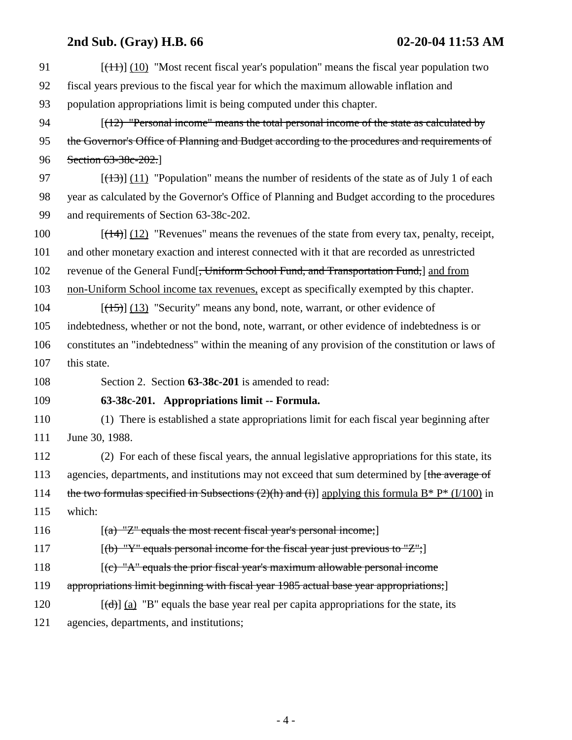91 [~~(11)~~] (10) "Most recent fiscal year's population" means the fiscal year population two
92 fiscal years previous to the fiscal year for which the maximum allowable inflation and
93 population appropriations limit is being computed under this chapter.
94 [~~(12) "Personal income" means the total personal income of the state as calculated by~~
95 ~~the Governor's Office of Planning and Budget according to the procedures and requirements of~~
96 ~~Section 63-38c-202.~~]
97 [~~(13)~~] (11) "Population" means the number of residents of the state as of July 1 of each
98 year as calculated by the Governor's Office of Planning and Budget according to the procedures
99 and requirements of Section 63-38c-202.
100 [~~(14)~~] (12) "Revenues" means the revenues of the state from every tax, penalty, receipt,
101 and other monetary exaction and interest connected with it that are recorded as unrestricted
102 revenue of the General Fund[~~, Uniform School Fund, and Transportation Fund,~~] and from
103 non-Uniform School income tax revenues, except as specifically exempted by this chapter.
104 [~~(15)~~] (13) "Security" means any bond, note, warrant, or other evidence of
105 indebtedness, whether or not the bond, note, warrant, or other evidence of indebtedness is or
106 constitutes an "indebtedness" within the meaning of any provision of the constitution or laws of
107 this state.
108 Section 2. Section **63-38c-201** is amended to read:
109 **63-38c-201. Appropriations limit -- Formula.**
110 (1) There is established a state appropriations limit for each fiscal year beginning after
111 June 30, 1988.
112 (2) For each of these fiscal years, the annual legislative appropriations for this state, its
113 agencies, departments, and institutions may not exceed that sum determined by [~~the average of~~
114 ~~the two formulas specified in Subsections (2)(h) and (i)~~] applying this formula B* P* (I/100) in
115 which:
116 [~~(a) "Z" equals the most recent fiscal year's personal income;~~]
117 [~~(b) "Y" equals personal income for the fiscal year just previous to "Z";~~]
118 [~~(c) "A" equals the prior fiscal year's maximum allowable personal income~~
119 ~~appropriations limit beginning with fiscal year 1985 actual base year appropriations;~~]
120 [~~(d)~~] (a) "B" equals the base year real per capita appropriations for the state, its
121 agencies, departments, and institutions;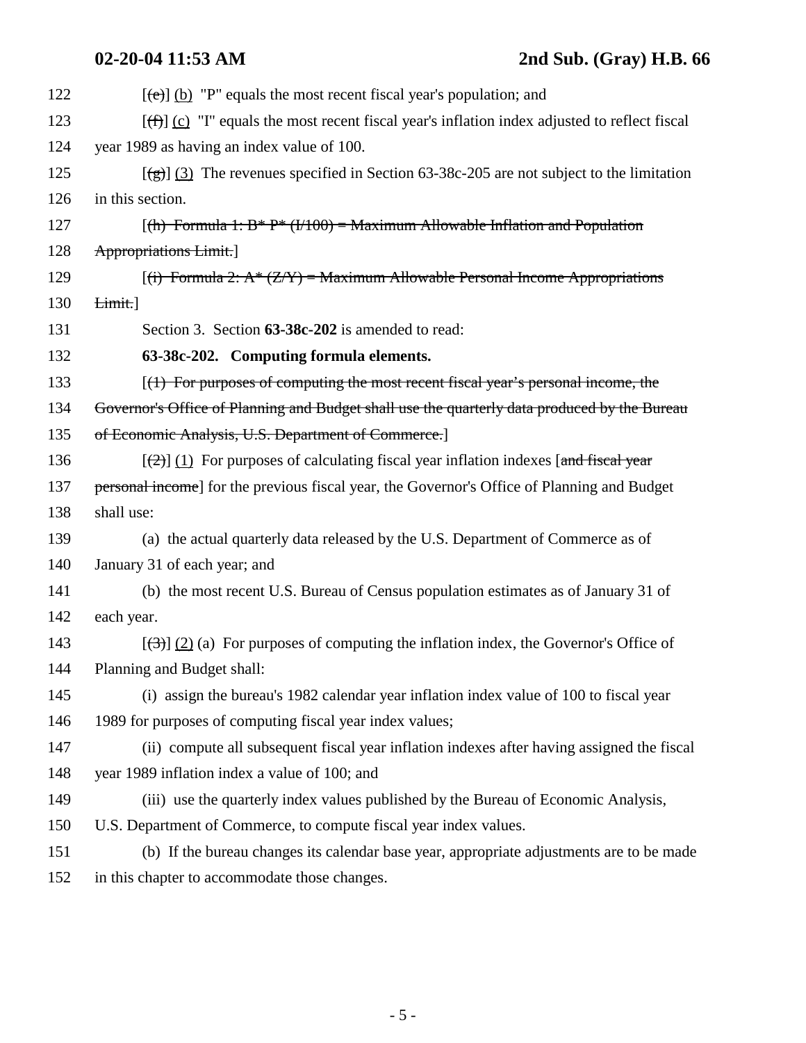[~~(e)~~] (b) "P" equals the most recent fiscal year's population; and

[~~(f)~~] (c) "I" equals the most recent fiscal year's inflation index adjusted to reflect fiscal year 1989 as having an index value of 100.

[~~(g)~~] (3) The revenues specified in Section 63-38c-205 are not subject to the limitation in this section.

[~~(h) Formula 1: B* P* (I/100) = Maximum Allowable Inflation and Population Appropriations Limit.~~]

[~~(i) Formula 2: A* (Z/Y) = Maximum Allowable Personal Income Appropriations Limit.~~]

Section 3. Section **63-38c-202** is amended to read:

**63-38c-202. Computing formula elements.**

[~~(1) For purposes of computing the most recent fiscal year's personal income, the Governor's Office of Planning and Budget shall use the quarterly data produced by the Bureau of Economic Analysis, U.S. Department of Commerce.~~]

[~~(2)~~] (1) For purposes of calculating fiscal year inflation indexes [~~and fiscal year personal income~~] for the previous fiscal year, the Governor's Office of Planning and Budget shall use:

(a) the actual quarterly data released by the U.S. Department of Commerce as of January 31 of each year; and

(b) the most recent U.S. Bureau of Census population estimates as of January 31 of each year.

[~~(3)~~] (2) (a) For purposes of computing the inflation index, the Governor's Office of Planning and Budget shall:

(i) assign the bureau's 1982 calendar year inflation index value of 100 to fiscal year 1989 for purposes of computing fiscal year index values;

(ii) compute all subsequent fiscal year inflation indexes after having assigned the fiscal year 1989 inflation index a value of 100; and

(iii) use the quarterly index values published by the Bureau of Economic Analysis, U.S. Department of Commerce, to compute fiscal year index values.

(b) If the bureau changes its calendar base year, appropriate adjustments are to be made in this chapter to accommodate those changes.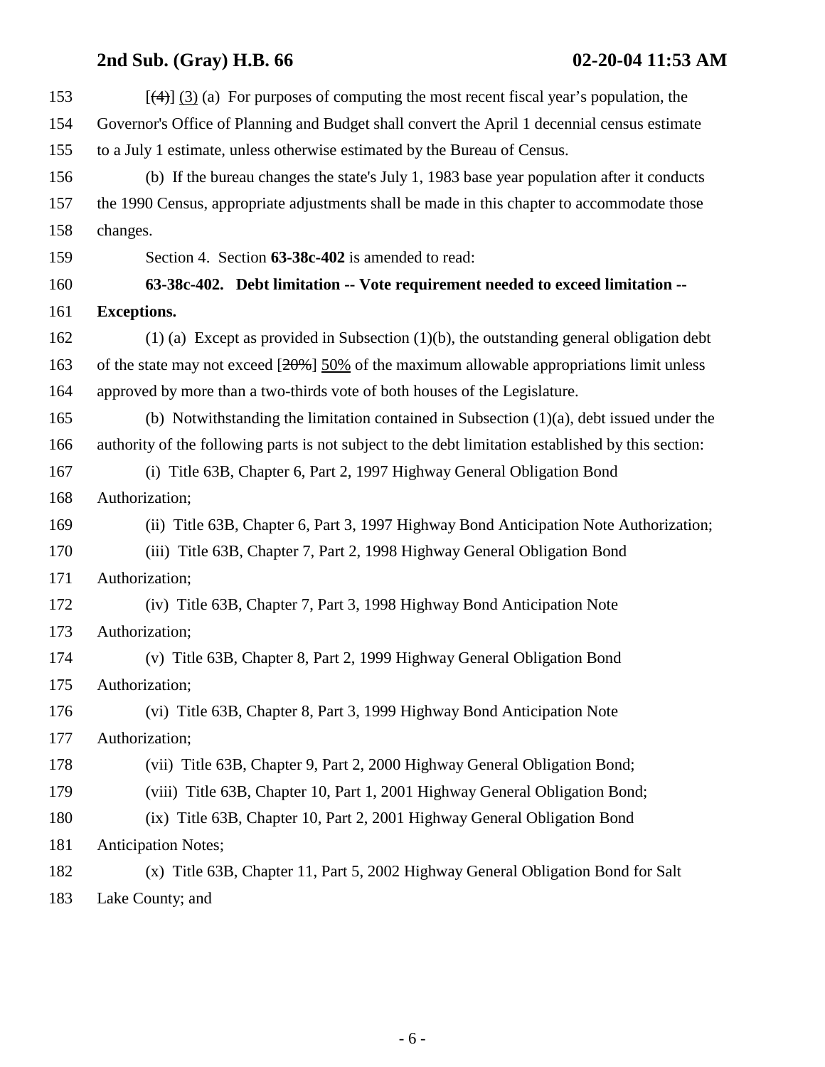[~~(4)~~] (3) (a) For purposes of computing the most recent fiscal year's population, the Governor's Office of Planning and Budget shall convert the April 1 decennial census estimate to a July 1 estimate, unless otherwise estimated by the Bureau of Census.

(b) If the bureau changes the state's July 1, 1983 base year population after it conducts the 1990 Census, appropriate adjustments shall be made in this chapter to accommodate those changes.

Section 4. Section **63-38c-402** is amended to read:

**63-38c-402. Debt limitation -- Vote requirement needed to exceed limitation -- Exceptions.**

(1) (a) Except as provided in Subsection (1)(b), the outstanding general obligation debt of the state may not exceed [~~20%~~] 50% of the maximum allowable appropriations limit unless approved by more than a two-thirds vote of both houses of the Legislature.

(b) Notwithstanding the limitation contained in Subsection (1)(a), debt issued under the authority of the following parts is not subject to the debt limitation established by this section:

(i) Title 63B, Chapter 6, Part 2, 1997 Highway General Obligation Bond Authorization;

(ii) Title 63B, Chapter 6, Part 3, 1997 Highway Bond Anticipation Note Authorization;

(iii) Title 63B, Chapter 7, Part 2, 1998 Highway General Obligation Bond Authorization;

(iv) Title 63B, Chapter 7, Part 3, 1998 Highway Bond Anticipation Note Authorization;

(v) Title 63B, Chapter 8, Part 2, 1999 Highway General Obligation Bond Authorization;

(vi) Title 63B, Chapter 8, Part 3, 1999 Highway Bond Anticipation Note Authorization;

(vii) Title 63B, Chapter 9, Part 2, 2000 Highway General Obligation Bond;

(viii) Title 63B, Chapter 10, Part 1, 2001 Highway General Obligation Bond;

(ix) Title 63B, Chapter 10, Part 2, 2001 Highway General Obligation Bond Anticipation Notes;

(x) Title 63B, Chapter 11, Part 5, 2002 Highway General Obligation Bond for Salt Lake County; and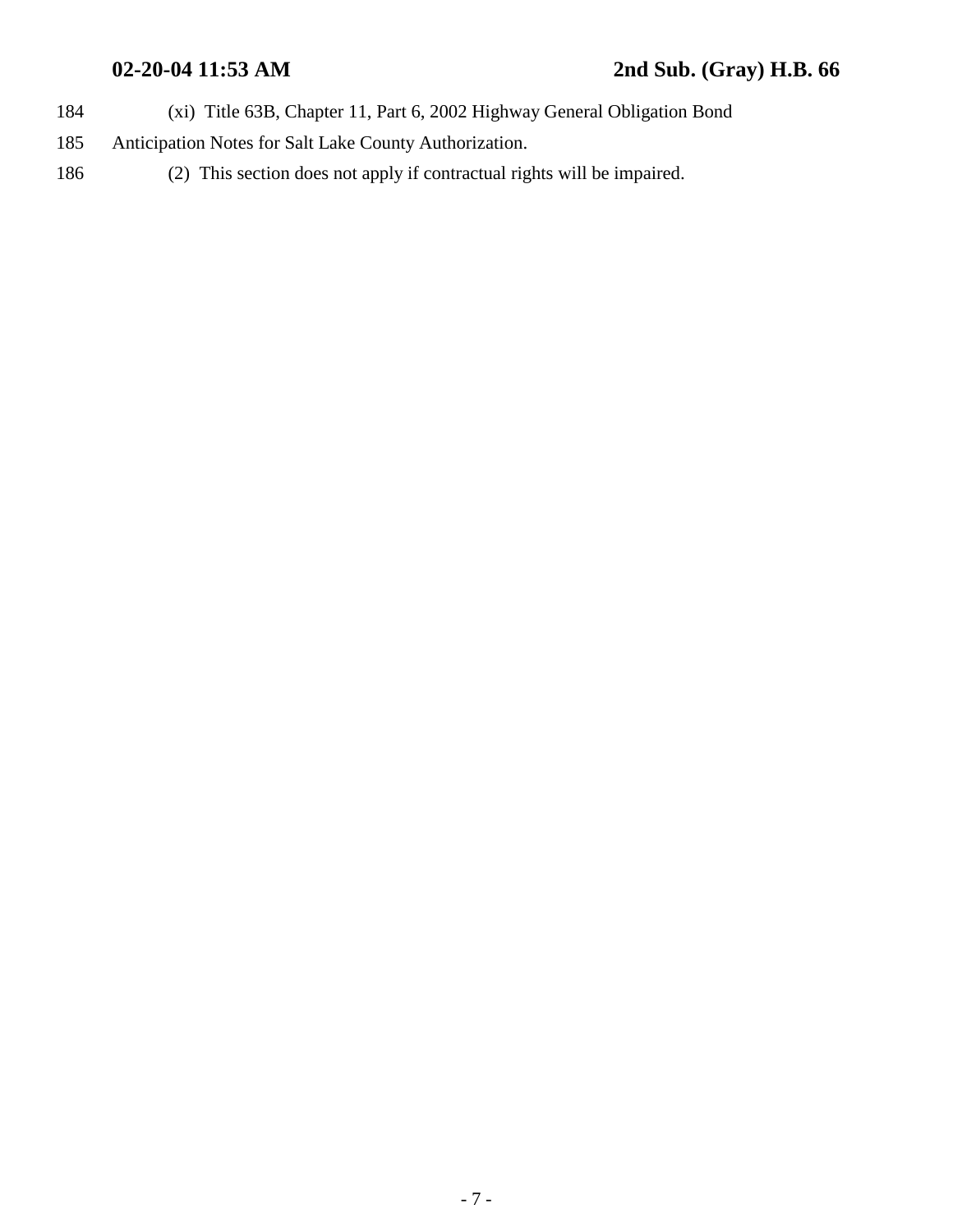(xi) Title 63B, Chapter 11, Part 6, 2002 Highway General Obligation Bond Anticipation Notes for Salt Lake County Authorization.

(2) This section does not apply if contractual rights will be impaired.